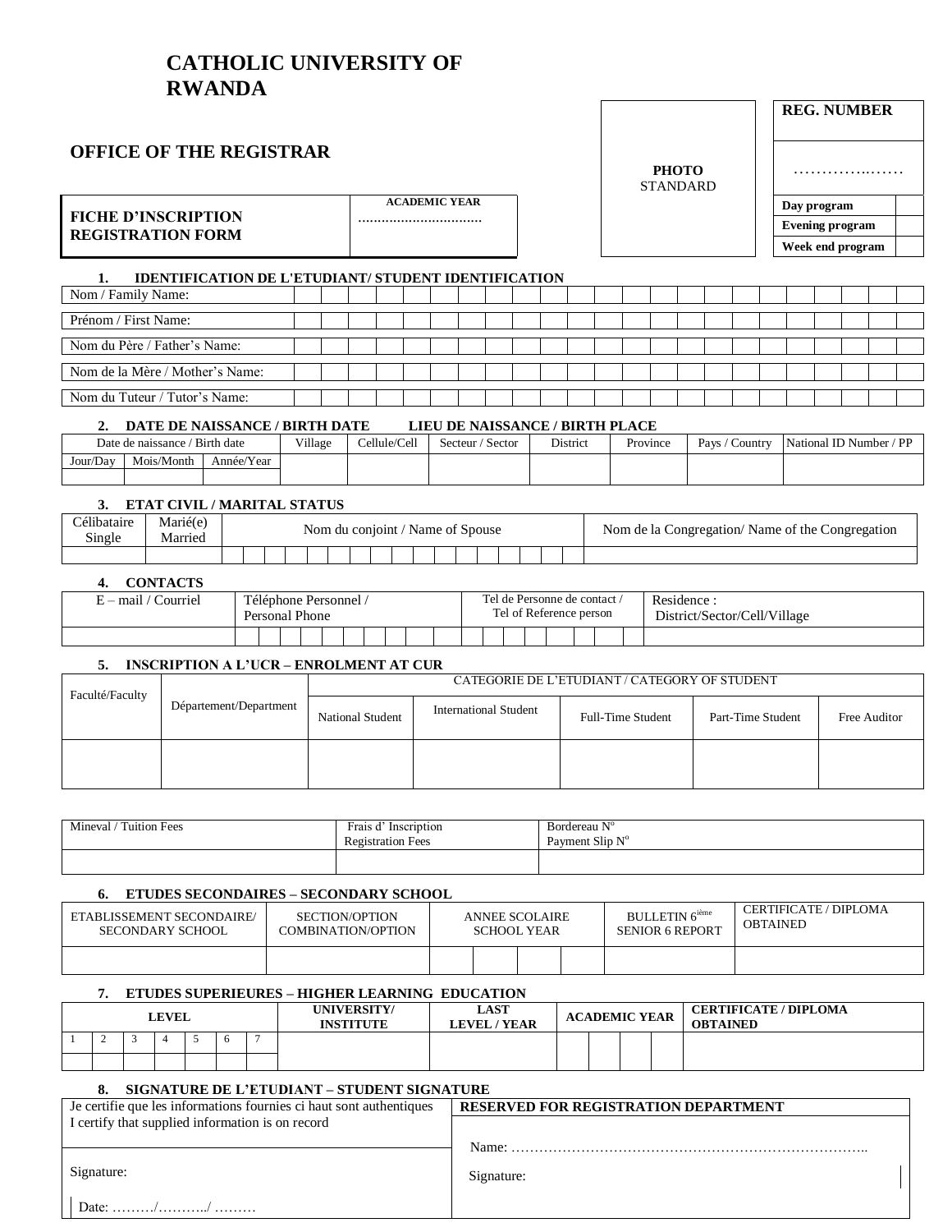# CATHOLIC UNIVERSITY OF RWANDA

## OFFICE OF THE REGISTRAR

| PHOTO STANDARD |
|---|

| REG. NUMBER | |
|---|---|
| ……………..…… | |
| Day program | |
| Evening program | |
| Week end program | |

| FICHE D'INSCRIPTION REGISTRATION FORM | ACADEMIC YEAR ………………………… |
|---|---|

### 1. IDENTIFICATION DE L'ETUDIANT/ STUDENT IDENTIFICATION

| | |
|---|---|
| Nom / Family Name: | |
| Prénom / First Name: | |
| Nom du Père / Father's Name: | |
| Nom de la Mère / Mother's Name: | |
| Nom du Tuteur / Tutor's Name: | |

### 2. DATE DE NAISSANCE / BIRTH DATE LIEU DE NAISSANCE / BIRTH PLACE

| Date de naissance / Birth date | | | Village | Cellule/Cell | Secteur / Sector | District | Province | Pays / Country | National ID Number / PP |
|---|---|---|---|---|---|---|---|---|---|
| Jour/Day | Mois/Month | Année/Year | | | | | | | |
| | | | | | | | | | |

### 3. ETAT CIVIL / MARITAL STATUS

| Célibataire Single | Marié(e) Married | Nom du conjoint / Name of Spouse | Nom de la Congregation/ Name of the Congregation |
|---|---|---|---|
| | | | |

### 4. CONTACTS

| E – mail / Courriel | Téléphone Personnel / Personal Phone | Tel de Personne de contact / Tel of Reference person | Residence : District/Sector/Cell/Village |
|---|---|---|---|
| | | | |

### 5. INSCRIPTION A L'UCR – ENROLMENT AT CUR

| Faculté/Faculty | Département/Department | CATEGORIE DE L'ETUDIANT / CATEGORY OF STUDENT | | | | |
|---|---|---|---|---|---|---|
| | | National Student | International Student | Full-Time Student | Part-Time Student | Free Auditor |
| | | | | | | |

| Mineval / Tuition Fees | Frais d' Inscription Registration Fees | Bordereau N° Payment Slip N° |
|---|---|---|
| | | |

### 6. ETUDES SECONDAIRES – SECONDARY SCHOOL

| ETABLISSEMENT SECONDAIRE/ SECONDARY SCHOOL | SECTION/OPTION COMBINATION/OPTION | ANNEE SCOLAIRE SCHOOL YEAR | | | | BULLETIN 6ième SENIOR 6 REPORT | CERTIFICATE / DIPLOMA OBTAINED |
|---|---|---|---|---|---|---|---|
| | | | | | | | |

### 7. ETUDES SUPERIEURES – HIGHER LEARNING EDUCATION

| LEVEL | | | | | | | UNIVERSITY/ INSTITUTE | LAST LEVEL / YEAR | ACADEMIC YEAR | | | | CERTIFICATE / DIPLOMA OBTAINED |
|---|---|---|---|---|---|---|---|---|---|---|---|---|---|
| 1 | 2 | 3 | 4 | 5 | 6 | 7 | | | | | | | |
| | | | | | | | | | | | | | |

### 8. SIGNATURE DE L'ETUDIANT – STUDENT SIGNATURE

| Je certifie que les informations fournies ci haut sont authentiques I certify that supplied information is on record | RESERVED FOR REGISTRATION DEPARTMENT |
|---|---|
| Signature: | Name: ………………………………………………………………….. |
| Date: ………/………../ ……… | Signature: |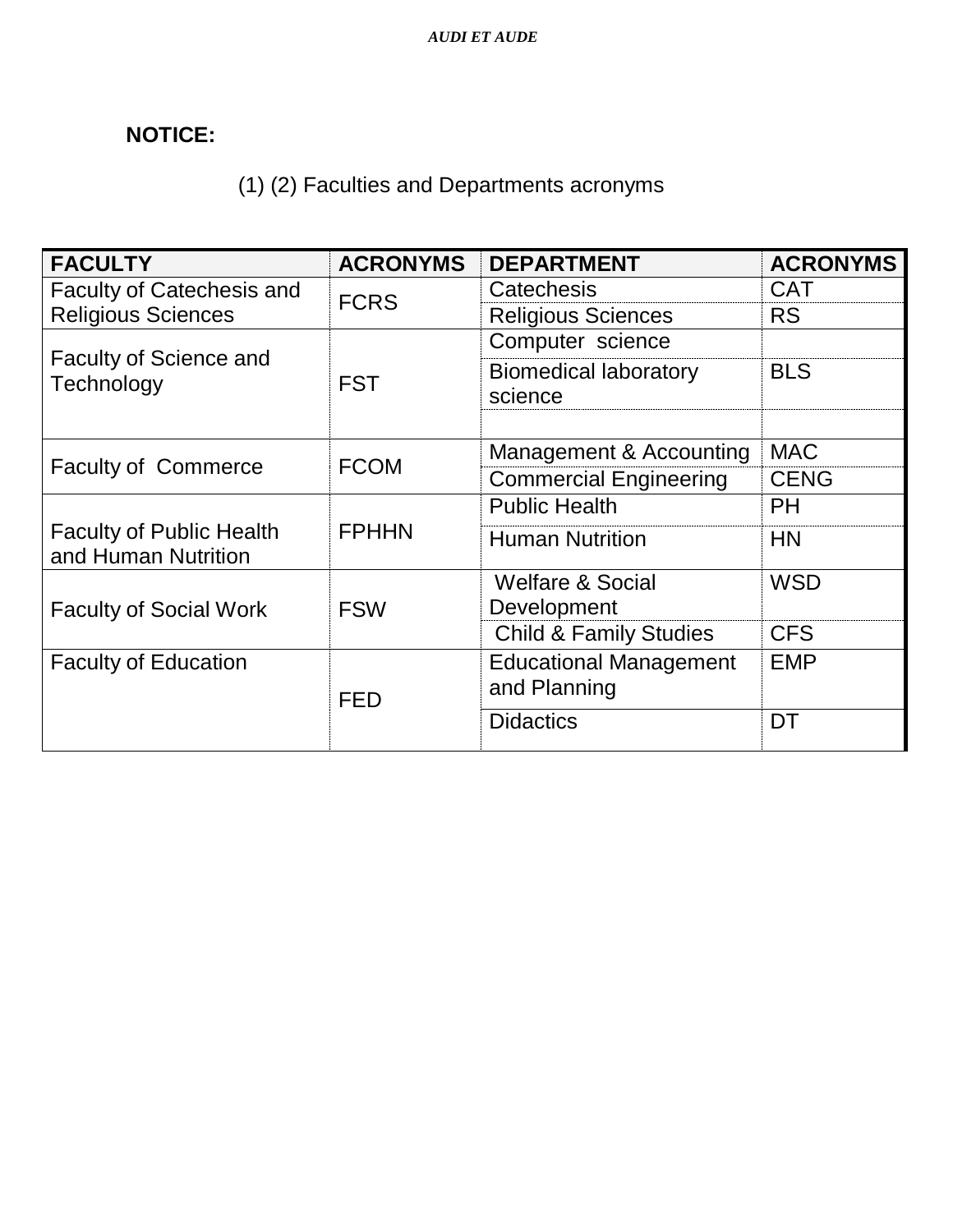**NOTICE:**

(1) (2) Faculties and Departments acronyms

| FACULTY | ACRONYMS | DEPARTMENT | ACRONYMS |
|---|---|---|---|
| Faculty of Catechesis and Religious Sciences | FCRS | Catechesis | CAT |
| | | Religious Sciences | RS |
| Faculty of Science and Technology | FST | Computer science | |
| | | Biomedical laboratory science | BLS |
| | | | |
| Faculty of Commerce | FCOM | Management & Accounting | MAC |
| | | Commercial Engineering | CENG |
| Faculty of Public Health and Human Nutrition | FPHHN | Public Health | PH |
| | | Human Nutrition | HN |
| Faculty of Social Work | FSW | Welfare & Social Development | WSD |
| | | Child & Family Studies | CFS |
| Faculty of Education | FED | Educational Management and Planning | EMP |
| | | Didactics | DT |